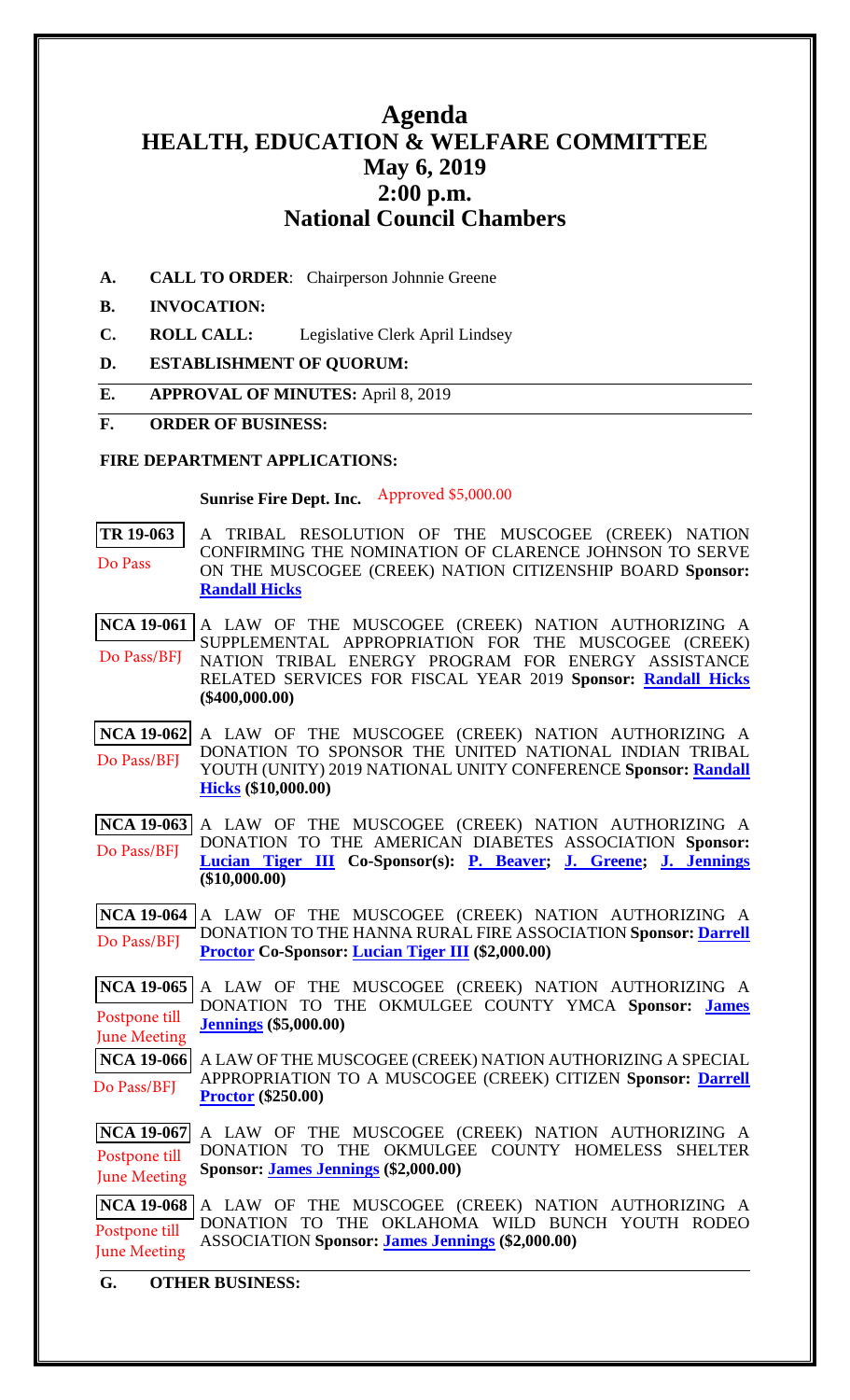# Agenda
# HEALTH, EDUCATION & WELFARE COMMITTEE
## May 6, 2019
## 2:00 p.m.
## National Council Chambers

**A. CALL TO ORDER**: Chairperson Johnnie Greene

**B. INVOCATION:**

**C. ROLL CALL:** Legislative Clerk April Lindsey

**D. ESTABLISHMENT OF QUORUM:**

**E. APPROVAL OF MINUTES:** April 8, 2019

**F. ORDER OF BUSINESS:**

**FIRE DEPARTMENT APPLICATIONS:**

**Sunrise Fire Dept. Inc.** Approved $5,000.00

**TR 19-063** — Do Pass
A TRIBAL RESOLUTION OF THE MUSCOGEE (CREEK) NATION CONFIRMING THE NOMINATION OF CLARENCE JOHNSON TO SERVE ON THE MUSCOGEE (CREEK) NATION CITIZENSHIP BOARD **Sponsor: Randall Hicks**

**NCA 19-061** — Do Pass/BFJ
A LAW OF THE MUSCOGEE (CREEK) NATION AUTHORIZING A SUPPLEMENTAL APPROPRIATION FOR THE MUSCOGEE (CREEK) NATION TRIBAL ENERGY PROGRAM FOR ENERGY ASSISTANCE RELATED SERVICES FOR FISCAL YEAR 2019 **Sponsor: Randall Hicks ($400,000.00)**

**NCA 19-062** — Do Pass/BFJ
A LAW OF THE MUSCOGEE (CREEK) NATION AUTHORIZING A DONATION TO SPONSOR THE UNITED NATIONAL INDIAN TRIBAL YOUTH (UNITY) 2019 NATIONAL UNITY CONFERENCE **Sponsor: Randall Hicks ($10,000.00)**

**NCA 19-063** — Do Pass/BFJ
A LAW OF THE MUSCOGEE (CREEK) NATION AUTHORIZING A DONATION TO THE AMERICAN DIABETES ASSOCIATION **Sponsor: Lucian Tiger III Co-Sponsor(s): P. Beaver; J. Greene; J. Jennings ($10,000.00)**

**NCA 19-064** — Do Pass/BFJ
A LAW OF THE MUSCOGEE (CREEK) NATION AUTHORIZING A DONATION TO THE HANNA RURAL FIRE ASSOCIATION **Sponsor: Darrell Proctor Co-Sponsor: Lucian Tiger III ($2,000.00)**

**NCA 19-065** — Postpone till June Meeting
A LAW OF THE MUSCOGEE (CREEK) NATION AUTHORIZING A DONATION TO THE OKMULGEE COUNTY YMCA **Sponsor: James Jennings ($5,000.00)**

**NCA 19-066** — Do Pass/BFJ
A LAW OF THE MUSCOGEE (CREEK) NATION AUTHORIZING A SPECIAL APPROPRIATION TO A MUSCOGEE (CREEK) CITIZEN **Sponsor: Darrell Proctor ($250.00)**

**NCA 19-067** — Postpone till June Meeting
A LAW OF THE MUSCOGEE (CREEK) NATION AUTHORIZING A DONATION TO THE OKMULGEE COUNTY HOMELESS SHELTER **Sponsor: James Jennings ($2,000.00)**

**NCA 19-068** — Postpone till June Meeting
A LAW OF THE MUSCOGEE (CREEK) NATION AUTHORIZING A DONATION TO THE OKLAHOMA WILD BUNCH YOUTH RODEO ASSOCIATION **Sponsor: James Jennings ($2,000.00)**

**G. OTHER BUSINESS:**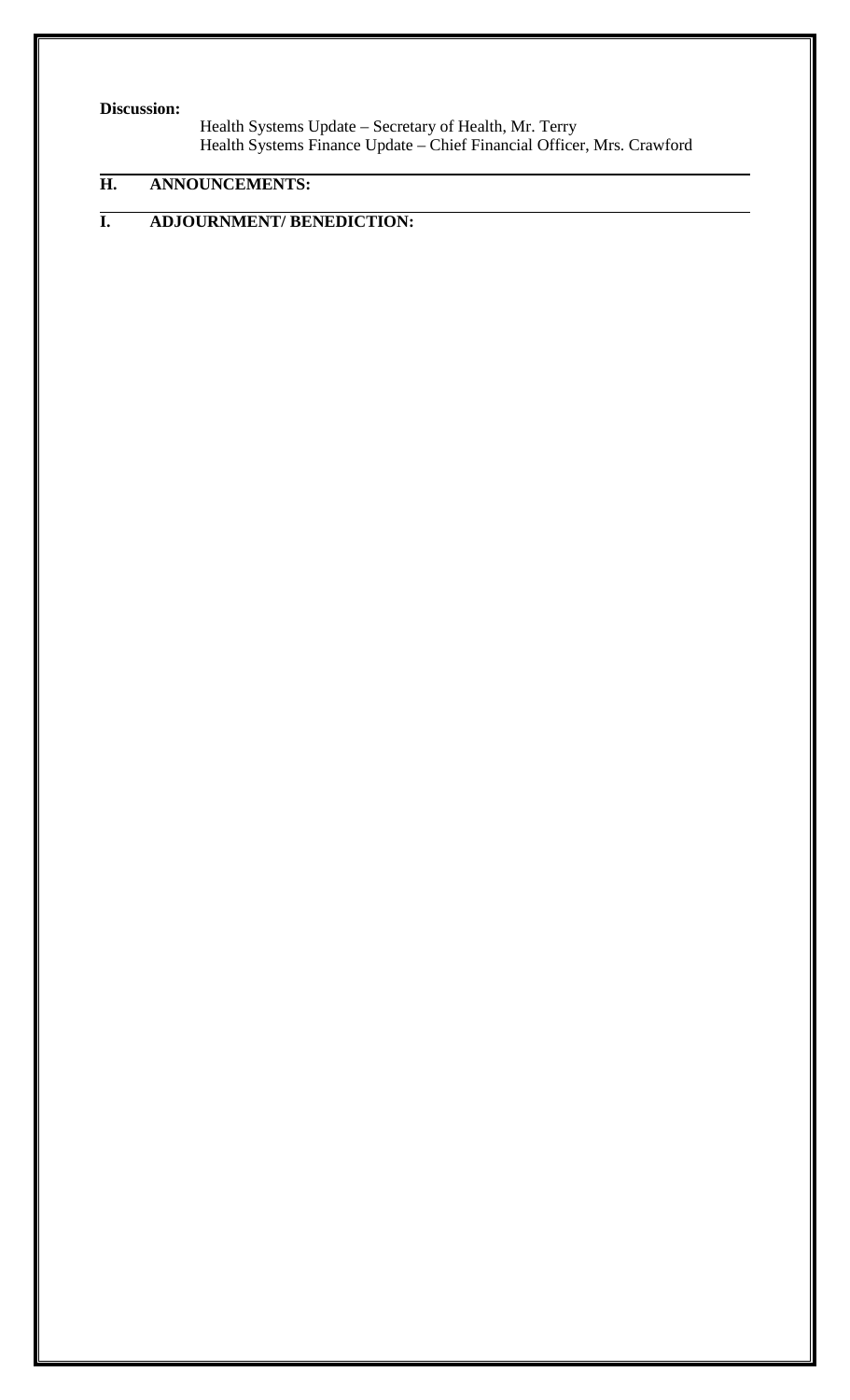**Discussion:**

Health Systems Update – Secretary of Health, Mr. Terry
Health Systems Finance Update – Chief Financial Officer, Mrs. Crawford

## H. ANNOUNCEMENTS:

## I. ADJOURNMENT/ BENEDICTION: